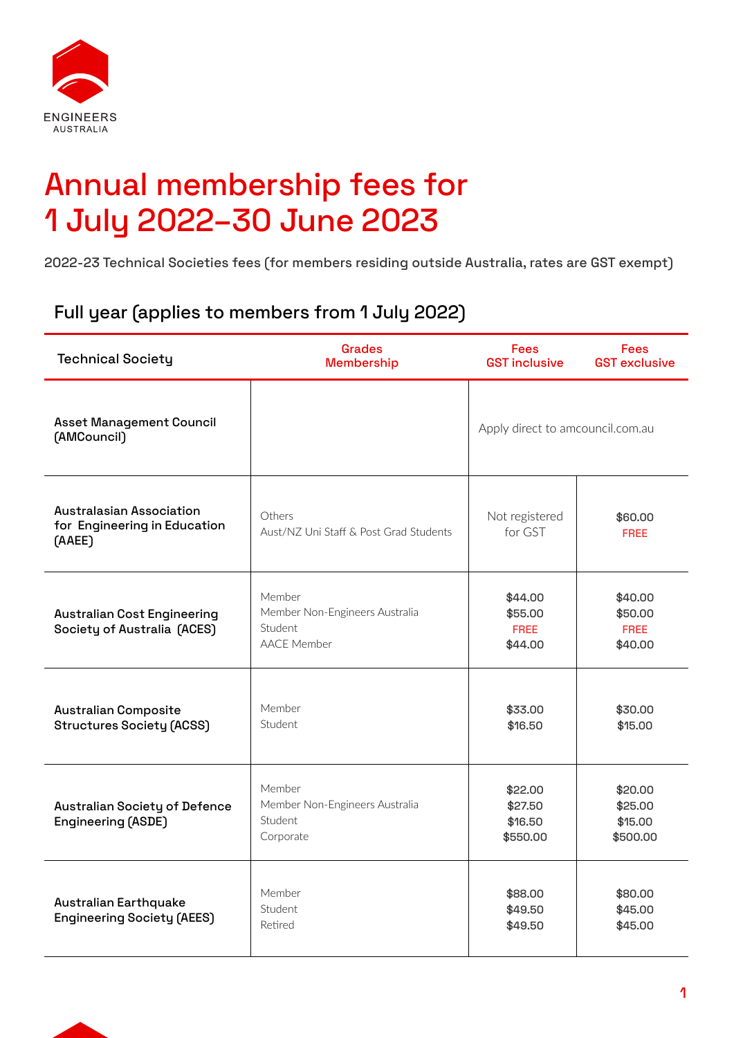ENGINEERS AUSTRALIA

# Annual membership fees for 1 July 2022–30 June 2023

2022-23 Technical Societies fees (for members residing outside Australia, rates are GST exempt)

## Full year (applies to members from 1 July 2022)

| Technical Society | Grades Membership | Fees GST inclusive | Fees GST exclusive |
|---|---|---|---|
| Asset Management Council (AMCouncil) | | Apply direct to amcouncil.com.au | |
| Australasian Association for Engineering in Education (AAEE) | Others<br>Aust/NZ Uni Staff & Post Grad Students | Not registered for GST | $60.00<br>FREE |
| Australian Cost Engineering Society of Australia (ACES) | Member<br>Member Non-Engineers Australia<br>Student<br>AACE Member | $44.00<br>$55.00<br>FREE<br>$44.00 | $40.00<br>$50.00<br>FREE<br>$40.00 |
| Australian Composite Structures Society (ACSS) | Member<br>Student | $33.00<br>$16.50 | $30.00<br>$15.00 |
| Australian Society of Defence Engineering (ASDE) | Member<br>Member Non-Engineers Australia<br>Student<br>Corporate | $22.00<br>$27.50<br>$16.50<br>$550.00 | $20.00<br>$25.00<br>$15.00<br>$500.00 |
| Australian Earthquake Engineering Society (AEES) | Member<br>Student<br>Retired | $88.00<br>$49.50<br>$49.50 | $80.00<br>$45.00<br>$45.00 |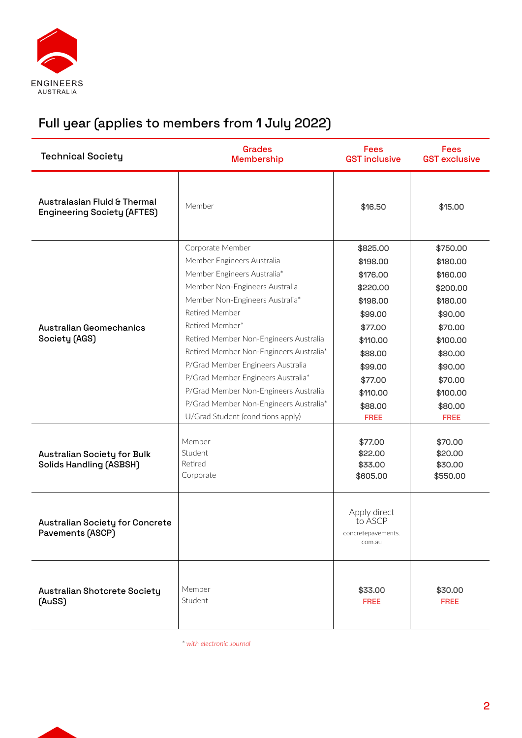## Full year (applies to members from 1 July 2022)

| Technical Society | Grades Membership | Fees GST inclusive | Fees GST exclusive |
|---|---|---|---|
| Australasian Fluid & Thermal Engineering Society (AFTES) | Member | $16.50 | $15.00 |
| Australian Geomechanics Society (AGS) | Corporate Member | $825.00 | $750.00 |
| | Member Engineers Australia | $198.00 | $180.00 |
| | Member Engineers Australia* | $176.00 | $160.00 |
| | Member Non-Engineers Australia | $220.00 | $200.00 |
| | Member Non-Engineers Australia* | $198.00 | $180.00 |
| | Retired Member | $99.00 | $90.00 |
| | Retired Member* | $77.00 | $70.00 |
| | Retired Member Non-Engineers Australia | $110.00 | $100.00 |
| | Retired Member Non-Engineers Australia* | $88.00 | $80.00 |
| | P/Grad Member Engineers Australia | $99.00 | $90.00 |
| | P/Grad Member Engineers Australia* | $77.00 | $70.00 |
| | P/Grad Member Non-Engineers Australia | $110.00 | $100.00 |
| | P/Grad Member Non-Engineers Australia* | $88.00 | $80.00 |
| | U/Grad Student (conditions apply) | FREE | FREE |
| Australian Society for Bulk Solids Handling (ASBSH) | Member | $77.00 | $70.00 |
| | Student | $22.00 | $20.00 |
| | Retired | $33.00 | $30.00 |
| | Corporate | $605.00 | $550.00 |
| Australian Society for Concrete Pavements (ASCP) | | Apply direct to ASCP concretepavements.com.au | |
| Australian Shotcrete Society (AuSS) | Member | $33.00 | $30.00 |
| | Student | FREE | FREE |

*\* with electronic Journal*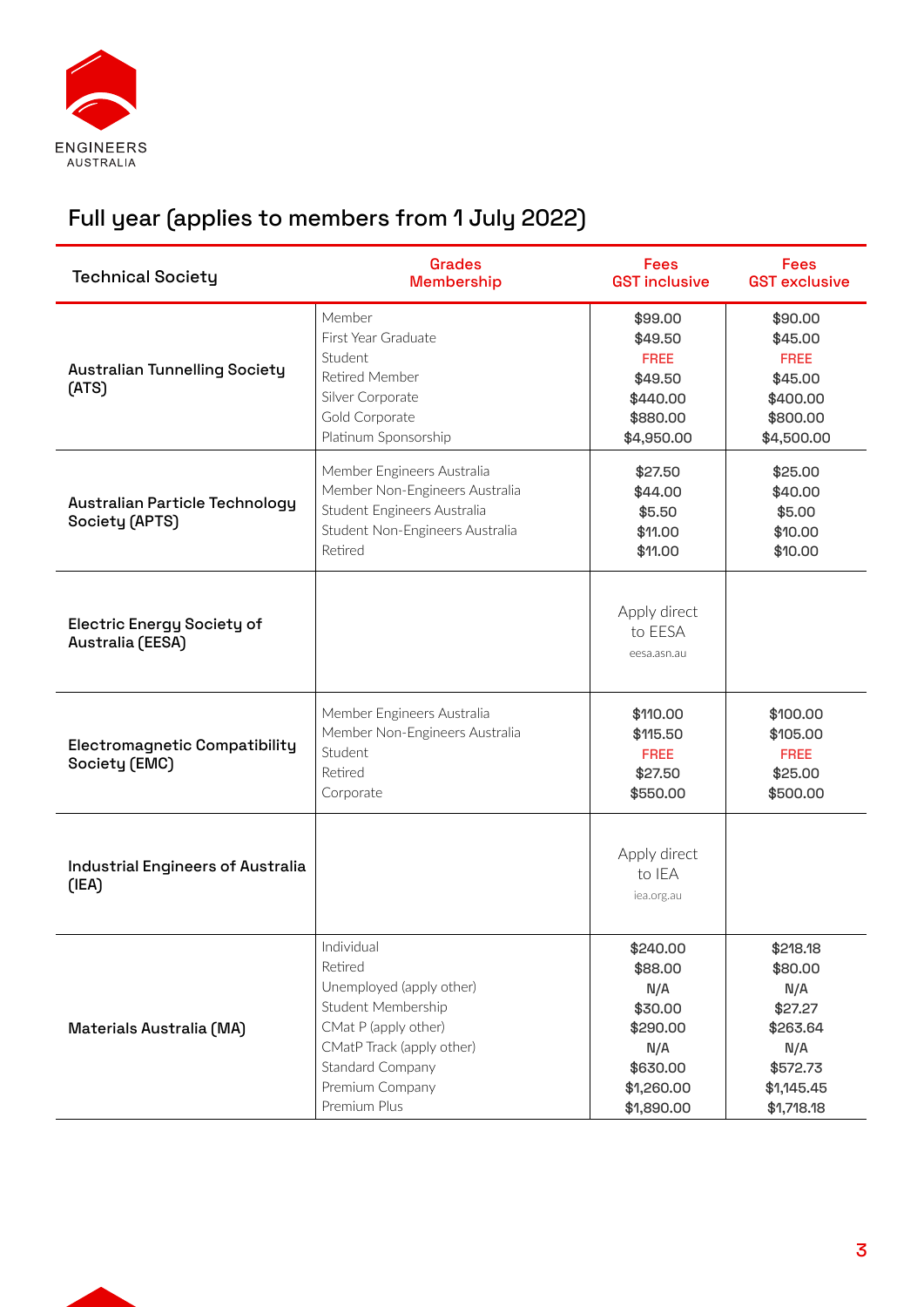ENGINEERS AUSTRALIA

## Full year (applies to members from 1 July 2022)

| Technical Society | Grades Membership | Fees GST inclusive | Fees GST exclusive |
|---|---|---|---|
| Australian Tunnelling Society (ATS) | Member<br>First Year Graduate<br>Student<br>Retired Member<br>Silver Corporate<br>Gold Corporate<br>Platinum Sponsorship | $99.00<br>$49.50<br>FREE<br>$49.50<br>$440.00<br>$880.00<br>$4,950.00 | $90.00<br>$45.00<br>FREE<br>$45.00<br>$400.00<br>$800.00<br>$4,500.00 |
| Australian Particle Technology Society (APTS) | Member Engineers Australia<br>Member Non-Engineers Australia<br>Student Engineers Australia<br>Student Non-Engineers Australia<br>Retired | $27.50<br>$44.00<br>$5.50<br>$11.00<br>$11.00 | $25.00<br>$40.00<br>$5.00<br>$10.00<br>$10.00 |
| Electric Energy Society of Australia (EESA) | | Apply direct to EESA<br>eesa.asn.au | |
| Electromagnetic Compatibility Society (EMC) | Member Engineers Australia<br>Member Non-Engineers Australia<br>Student<br>Retired<br>Corporate | $110.00<br>$115.50<br>FREE<br>$27.50<br>$550.00 | $100.00<br>$105.00<br>FREE<br>$25.00<br>$500.00 |
| Industrial Engineers of Australia (IEA) | | Apply direct to IEA<br>iea.org.au | |
| Materials Australia (MA) | Individual<br>Retired<br>Unemployed (apply other)<br>Student Membership<br>CMat P (apply other)<br>CMatP Track (apply other)<br>Standard Company<br>Premium Company<br>Premium Plus | $240.00<br>$88.00<br>N/A<br>$30.00<br>$290.00<br>N/A<br>$630.00<br>$1,260.00<br>$1,890.00 | $218.18<br>$80.00<br>N/A<br>$27.27<br>$263.64<br>N/A<br>$572.73<br>$1,145.45<br>$1,718.18 |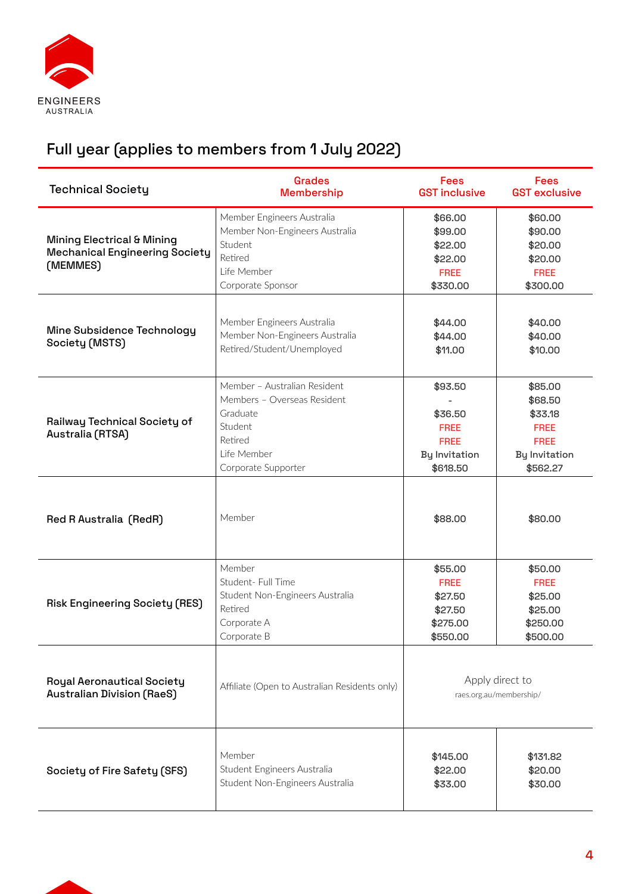ENGINEERS AUSTRALIA

## Full year (applies to members from 1 July 2022)

| Technical Society | Grades Membership | Fees GST inclusive | Fees GST exclusive |
|---|---|---|---|
| Mining Electrical & Mining Mechanical Engineering Society (MEMMES) | Member Engineers Australia<br>Member Non-Engineers Australia<br>Student<br>Retired<br>Life Member<br>Corporate Sponsor | $66.00<br>$99.00<br>$22.00<br>$22.00<br>FREE<br>$330.00 | $60.00<br>$90.00<br>$20.00<br>$20.00<br>FREE<br>$300.00 |
| Mine Subsidence Technology Society (MSTS) | Member Engineers Australia<br>Member Non-Engineers Australia<br>Retired/Student/Unemployed | $44.00<br>$44.00<br>$11.00 | $40.00<br>$40.00<br>$10.00 |
| Railway Technical Society of Australia (RTSA) | Member – Australian Resident<br>Members – Overseas Resident<br>Graduate<br>Student<br>Retired<br>Life Member<br>Corporate Supporter | $93.50<br>-<br>$36.50<br>FREE<br>FREE<br>By Invitation<br>$618.50 | $85.00<br>$68.50<br>$33.18<br>FREE<br>FREE<br>By Invitation<br>$562.27 |
| Red R Australia (RedR) | Member | $88.00 | $80.00 |
| Risk Engineering Society (RES) | Member<br>Student- Full Time<br>Student Non-Engineers Australia<br>Retired<br>Corporate A<br>Corporate B | $55.00<br>FREE<br>$27.50<br>$27.50<br>$275.00<br>$550.00 | $50.00<br>FREE<br>$25.00<br>$25.00<br>$250.00<br>$500.00 |
| Royal Aeronautical Society Australian Division (RaeS) | Affiliate (Open to Australian Residents only) | Apply direct to raes.org.au/membership/ | |
| Society of Fire Safety (SFS) | Member<br>Student Engineers Australia<br>Student Non-Engineers Australia | $145.00<br>$22.00<br>$33.00 | $131.82<br>$20.00<br>$30.00 |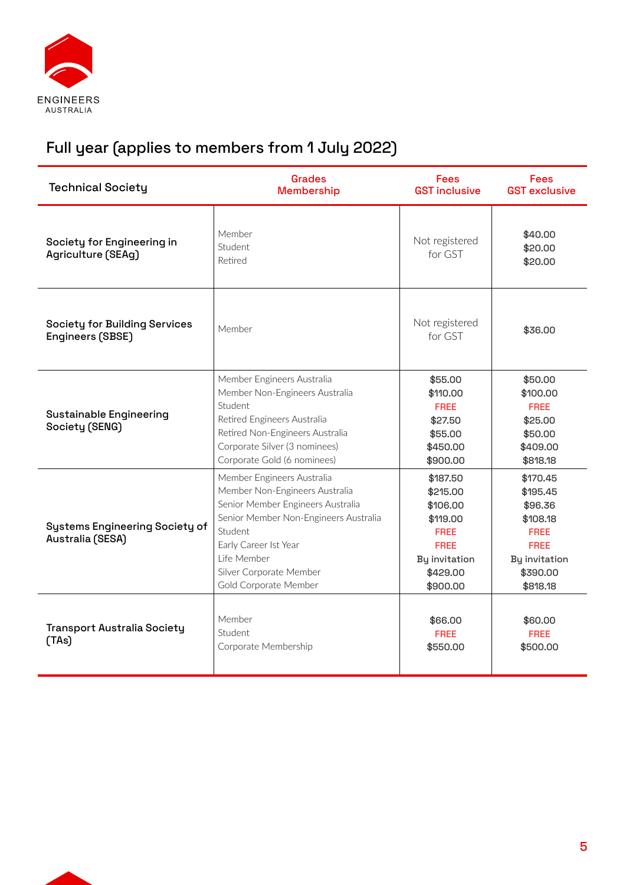ENGINEERS AUSTRALIA

## Full year (applies to members from 1 July 2022)

| Technical Society | Grades Membership | Fees GST inclusive | Fees GST exclusive |
|---|---|---|---|
| Society for Engineering in Agriculture (SEAg) | Member<br>Student<br>Retired | Not registered for GST | $40.00<br>$20.00<br>$20.00 |
| Society for Building Services Engineers (SBSE) | Member | Not registered for GST | $36.00 |
| Sustainable Engineering Society (SENG) | Member Engineers Australia<br>Member Non-Engineers Australia<br>Student<br>Retired Engineers Australia<br>Retired Non-Engineers Australia<br>Corporate Silver (3 nominees)<br>Corporate Gold (6 nominees) | $55.00<br>$110.00<br>FREE<br>$27.50<br>$55.00<br>$450.00<br>$900.00 | $50.00<br>$100.00<br>FREE<br>$25.00<br>$50.00<br>$409.00<br>$818.18 |
| Systems Engineering Society of Australia (SESA) | Member Engineers Australia<br>Member Non-Engineers Australia<br>Senior Member Engineers Australia<br>Senior Member Non-Engineers Australia<br>Student<br>Early Career Ist Year<br>Life Member<br>Silver Corporate Member<br>Gold Corporate Member | $187.50<br>$215.00<br>$106.00<br>$119.00<br>FREE<br>FREE<br>By invitation<br>$429.00<br>$900.00 | $170.45<br>$195.45<br>$96.36<br>$108.18<br>FREE<br>FREE<br>By invitation<br>$390.00<br>$818.18 |
| Transport Australia Society (TAs) | Member<br>Student<br>Corporate Membership | $66.00<br>FREE<br>$550.00 | $60.00<br>FREE<br>$500.00 |